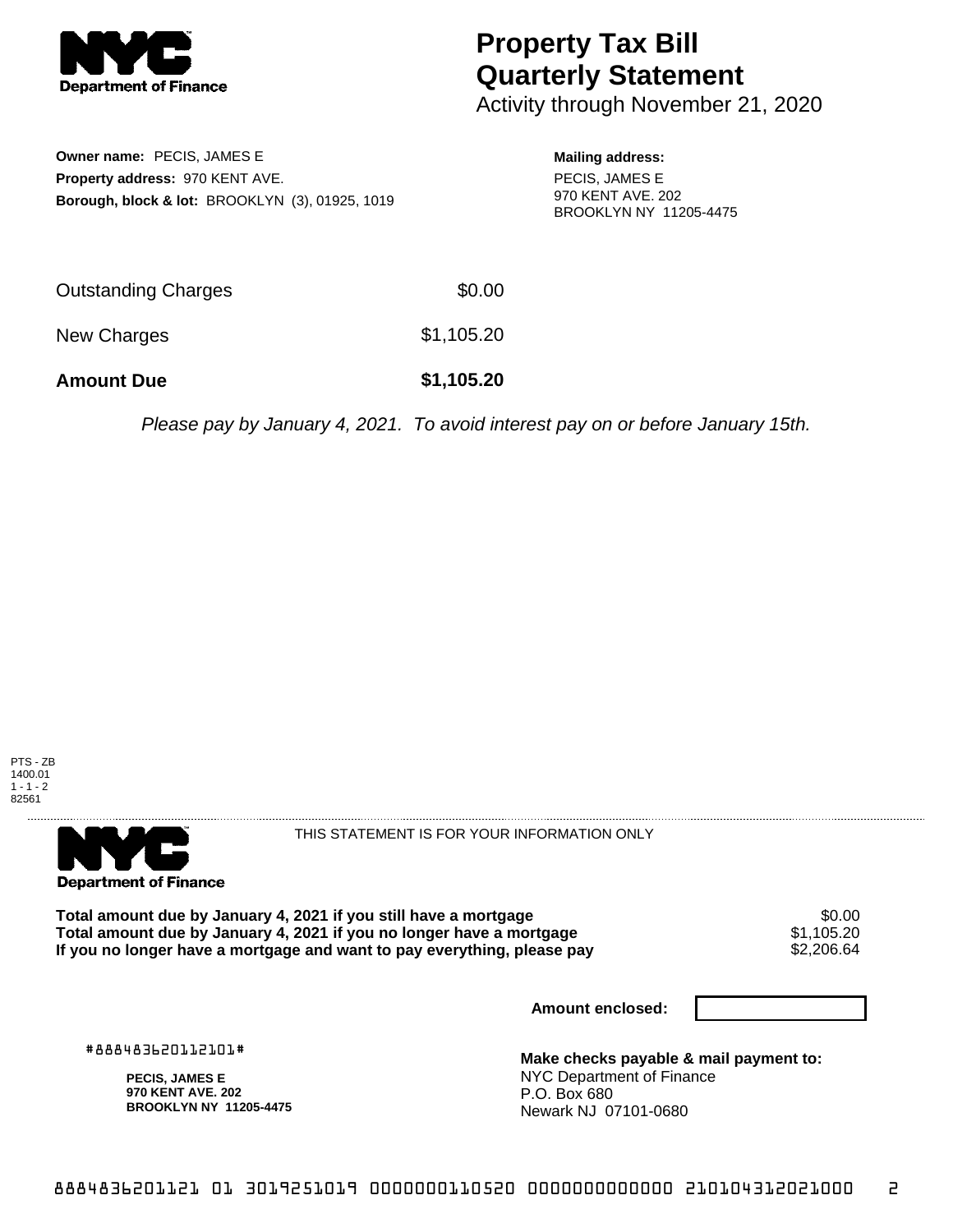# Property Tax Bill Quarterly Statement

Activity through November 21, 2020

**Owner name:** PECIS, JAMES E
**Property address:** 970 KENT AVE.
**Borough, block & lot:** BROOKLYN (3), 01925, 1019

**Mailing address:**
PECIS, JAMES E
970 KENT AVE. 202
BROOKLYN NY 11205-4475

| | |
|---|---|
| Outstanding Charges | $0.00 |
| New Charges | $1,105.20 |
| **Amount Due** | **$1,105.20** |

*Please pay by January 4, 2021. To avoid interest pay on or before January 15th.*

PTS - ZB
1400.01
1 - 1 - 2
82561

THIS STATEMENT IS FOR YOUR INFORMATION ONLY

| | |
|---|---|
| **Total amount due by January 4, 2021 if you still have a mortgage** | $0.00 |
| **Total amount due by January 4, 2021 if you no longer have a mortgage** | $1,105.20 |
| **If you no longer have a mortgage and want to pay everything, please pay** | $2,206.64 |

**Amount enclosed:**

#888483620112101#

**PECIS, JAMES E**
**970 KENT AVE. 202**
**BROOKLYN NY 11205-4475**

**Make checks payable & mail payment to:**
NYC Department of Finance
P.O. Box 680
Newark NJ 07101-0680

8884836201121 01 3019251019 0000000110520 0000000000000 210104312021000 2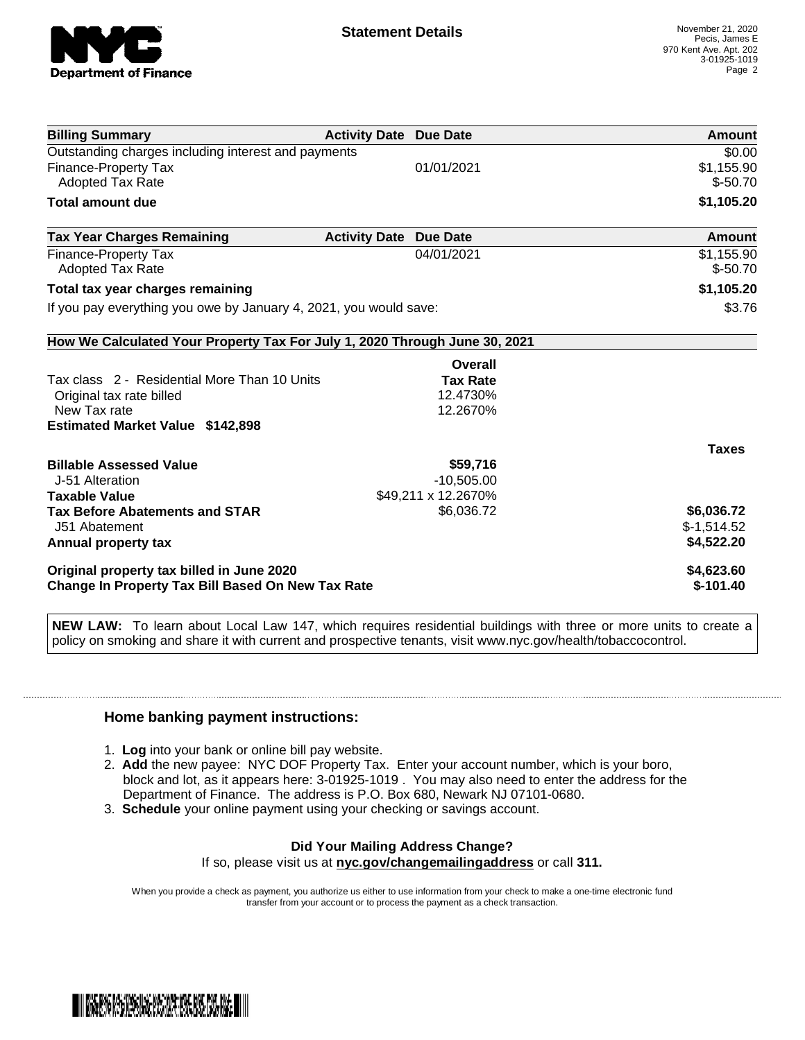**Statement Details**

November 21, 2020
Pecis, James E
970 Kent Ave. Apt. 202
3-01925-1019

| Billing Summary | Activity Date | Due Date | Amount |
|---|---|---|---|
| Outstanding charges including interest and payments | | | $0.00 |
| Finance-Property Tax | | 01/01/2021 | $1,155.90 |
| Adopted Tax Rate | | | $-50.70 |
| **Total amount due** | | | **$1,105.20** |

| Tax Year Charges Remaining | Activity Date | Due Date | Amount |
|---|---|---|---|
| Finance-Property Tax | | 04/01/2021 | $1,155.90 |
| Adopted Tax Rate | | | $-50.70 |
| **Total tax year charges remaining** | | | **$1,105.20** |
| If you pay everything you owe by January 4, 2021, you would save: | | | $3.76 |

**How We Calculated Your Property Tax For July 1, 2020 Through June 30, 2021**

| | Overall Tax Rate | |
|---|---|---|
| Tax class 2 - Residential More Than 10 Units | | |
| Original tax rate billed | 12.4730% | |
| New Tax rate | 12.2670% | |
| **Estimated Market Value $142,898** | | |
| | | **Taxes** |
| **Billable Assessed Value** | **$59,716** | |
| J-51 Alteration | -10,505.00 | |
| **Taxable Value** | $49,211 x 12.2670% | |
| **Tax Before Abatements and STAR** | $6,036.72 | **$6,036.72** |
| J51 Abatement | | $-1,514.52 |
| **Annual property tax** | | **$4,522.20** |
| **Original property tax billed in June 2020** | | **$4,623.60** |
| **Change In Property Tax Bill Based On New Tax Rate** | | **$-101.40** |

**NEW LAW:** To learn about Local Law 147, which requires residential buildings with three or more units to create a policy on smoking and share it with current and prospective tenants, visit www.nyc.gov/health/tobaccocontrol.

## Home banking payment instructions:

1. **Log** into your bank or online bill pay website.
2. **Add** the new payee: NYC DOF Property Tax. Enter your account number, which is your boro, block and lot, as it appears here: 3-01925-1019 . You may also need to enter the address for the Department of Finance. The address is P.O. Box 680, Newark NJ 07101-0680.
3. **Schedule** your online payment using your checking or savings account.

**Did Your Mailing Address Change?**

If so, please visit us at **nyc.gov/changemailingaddress** or call **311.**

When you provide a check as payment, you authorize us either to use information from your check to make a one-time electronic fund transfer from your account or to process the payment as a check transaction.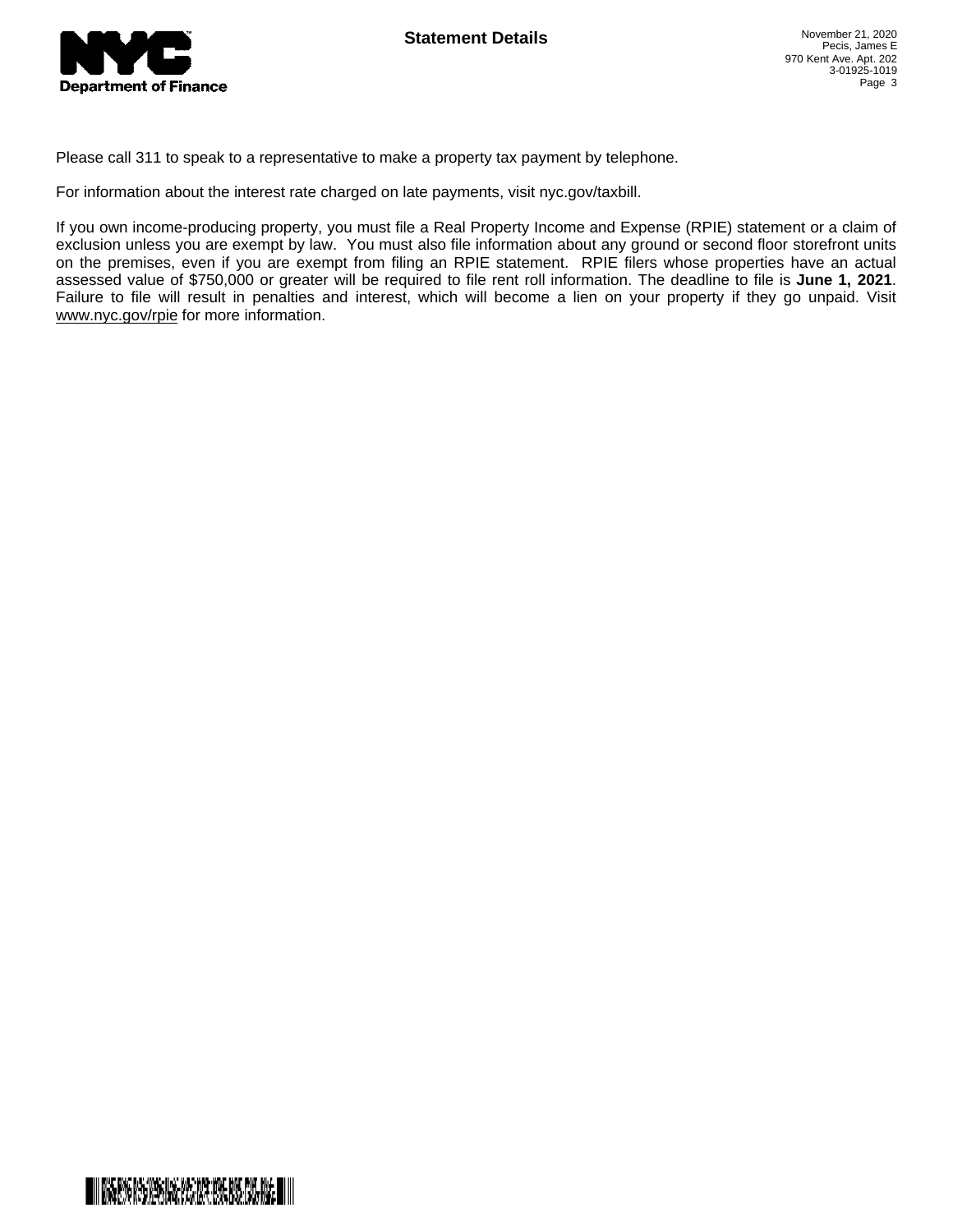Please call 311 to speak to a representative to make a property tax payment by telephone.

For information about the interest rate charged on late payments, visit nyc.gov/taxbill.

If you own income-producing property, you must file a Real Property Income and Expense (RPIE) statement or a claim of exclusion unless you are exempt by law. You must also file information about any ground or second floor storefront units on the premises, even if you are exempt from filing an RPIE statement. RPIE filers whose properties have an actual assessed value of $750,000 or greater will be required to file rent roll information. The deadline to file is **June 1, 2021**. Failure to file will result in penalties and interest, which will become a lien on your property if they go unpaid. Visit www.nyc.gov/rpie for more information.